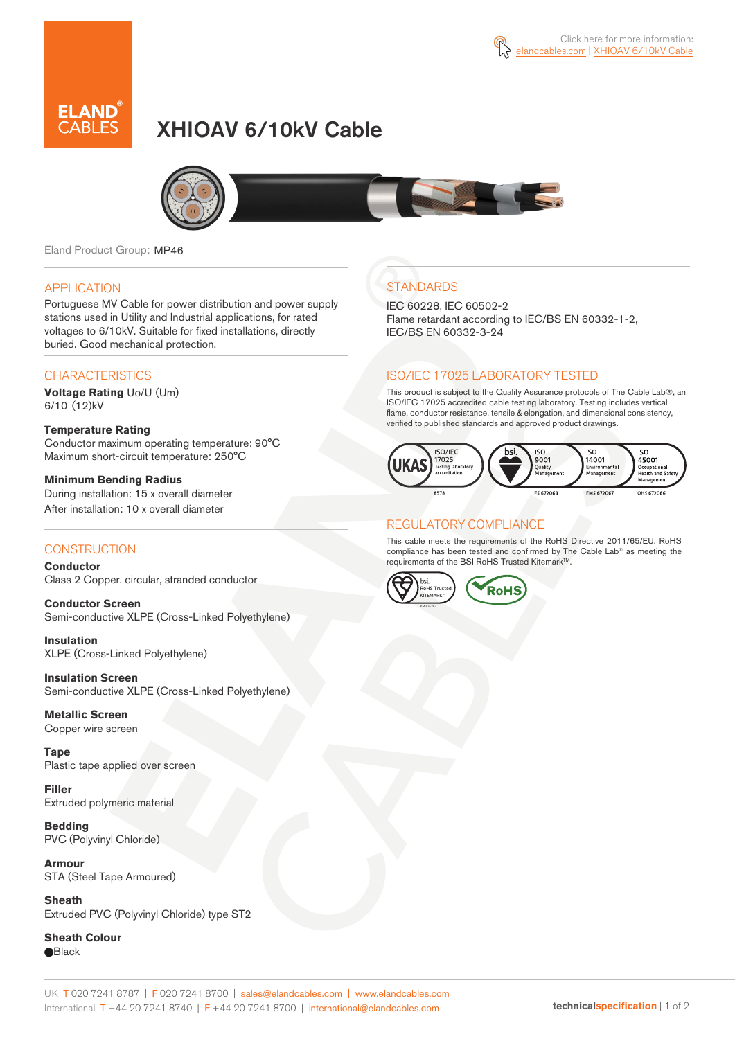Click here for more information:
elandcables.com | XHIOAV 6/10kV Cable

# XHIOAV 6/10kV Cable

Eland Product Group: MP46

## APPLICATION

Portuguese MV Cable for power distribution and power supply stations used in Utility and Industrial applications, for rated voltages to 6/10kV. Suitable for fixed installations, directly buried. Good mechanical protection.

## CHARACTERISTICS

**Voltage Rating** Uo/U (Um)
6/10 (12)kV

**Temperature Rating**
Conductor maximum operating temperature: 90°C
Maximum short-circuit temperature: 250°C

**Minimum Bending Radius**
During installation: 15 x overall diameter
After installation: 10 x overall diameter

## CONSTRUCTION

**Conductor**
Class 2 Copper, circular, stranded conductor

**Conductor Screen**
Semi-conductive XLPE (Cross-Linked Polyethylene)

**Insulation**
XLPE (Cross-Linked Polyethylene)

**Insulation Screen**
Semi-conductive XLPE (Cross-Linked Polyethylene)

**Metallic Screen**
Copper wire screen

**Tape**
Plastic tape applied over screen

**Filler**
Extruded polymeric material

**Bedding**
PVC (Polyvinyl Chloride)

**Armour**
STA (Steel Tape Armoured)

**Sheath**
Extruded PVC (Polyvinyl Chloride) type ST2

**Sheath Colour**
●Black

## STANDARDS

IEC 60228, IEC 60502-2
Flame retardant according to IEC/BS EN 60332-1-2, IEC/BS EN 60332-3-24

## ISO/IEC 17025 LABORATORY TESTED

This product is subject to the Quality Assurance protocols of The Cable Lab®, an ISO/IEC 17025 accredited cable testing laboratory. Testing includes vertical flame, conductor resistance, tensile & elongation, and dimensional consistency, verified to published standards and approved product drawings.

UKAS ISO/IEC 17025 Testing laboratory accreditation 8578 | bsi. ISO 9001 Quality Management FS 672069 | ISO 14001 Environmental Management EMS 672067 | ISO 45001 Occupational Health and Safety Management OHS 672066

## REGULATORY COMPLIANCE

This cable meets the requirements of the RoHS Directive 2011/65/EU. RoHS compliance has been tested and confirmed by The Cable Lab® as meeting the requirements of the BSI RoHS Trusted Kitemark™.

bsi. RoHS Trusted KITEMARK™ | RoHS

UK T 020 7241 8787 | F 020 7241 8700 | sales@elandcables.com | www.elandcables.com
International T +44 20 7241 8740 | F +44 20 7241 8700 | international@elandcables.com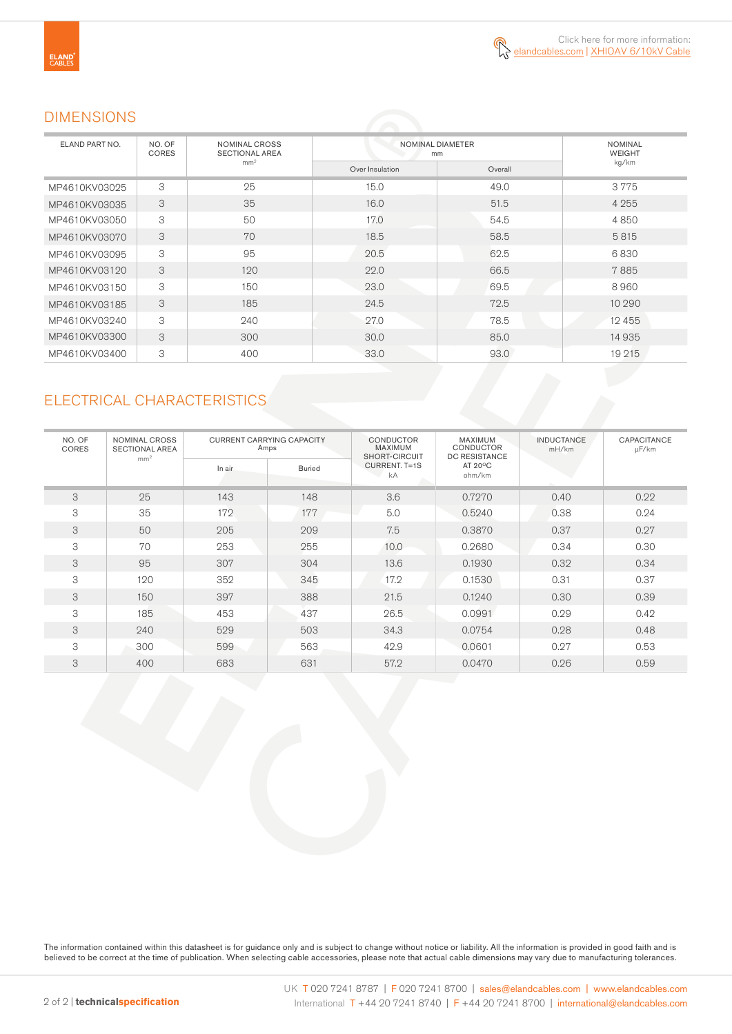Click here for more information: elandcables.com | XHIOAV 6/10kV Cable

## DIMENSIONS

| ELAND PART NO. | NO. OF CORES | NOMINAL CROSS SECTIONAL AREA $mm^2$ | NOMINAL DIAMETER mm | | NOMINAL WEIGHT kg/km |
|---|---|---|---|---|---|
| | | | Over Insulation | Overall | |
| MP4610KV03025 | 3 | 25 | 15.0 | 49.0 | 3 775 |
| MP4610KV03035 | 3 | 35 | 16.0 | 51.5 | 4 255 |
| MP4610KV03050 | 3 | 50 | 17.0 | 54.5 | 4 850 |
| MP4610KV03070 | 3 | 70 | 18.5 | 58.5 | 5 815 |
| MP4610KV03095 | 3 | 95 | 20.5 | 62.5 | 6 830 |
| MP4610KV03120 | 3 | 120 | 22.0 | 66.5 | 7 885 |
| MP4610KV03150 | 3 | 150 | 23.0 | 69.5 | 8 960 |
| MP4610KV03185 | 3 | 185 | 24.5 | 72.5 | 10 290 |
| MP4610KV03240 | 3 | 240 | 27.0 | 78.5 | 12 455 |
| MP4610KV03300 | 3 | 300 | 30.0 | 85.0 | 14 935 |
| MP4610KV03400 | 3 | 400 | 33.0 | 93.0 | 19 215 |

## ELECTRICAL CHARACTERISTICS

| NO. OF CORES | NOMINAL CROSS SECTIONAL AREA $mm^2$ | CURRENT CARRYING CAPACITY Amps | | CONDUCTOR MAXIMUM SHORT-CIRCUIT CURRENT. T=1S kA | MAXIMUM CONDUCTOR DC RESISTANCE AT 20ºC ohm/km | INDUCTANCE mH/km | CAPACITANCE μF/km |
|---|---|---|---|---|---|---|---|
| | | In air | Buried | | | | |
| 3 | 25 | 143 | 148 | 3.6 | 0.7270 | 0.40 | 0.22 |
| 3 | 35 | 172 | 177 | 5.0 | 0.5240 | 0.38 | 0.24 |
| 3 | 50 | 205 | 209 | 7.5 | 0.3870 | 0.37 | 0.27 |
| 3 | 70 | 253 | 255 | 10.0 | 0.2680 | 0.34 | 0.30 |
| 3 | 95 | 307 | 304 | 13.6 | 0.1930 | 0.32 | 0.34 |
| 3 | 120 | 352 | 345 | 17.2 | 0.1530 | 0.31 | 0.37 |
| 3 | 150 | 397 | 388 | 21.5 | 0.1240 | 0.30 | 0.39 |
| 3 | 185 | 453 | 437 | 26.5 | 0.0991 | 0.29 | 0.42 |
| 3 | 240 | 529 | 503 | 34.3 | 0.0754 | 0.28 | 0.48 |
| 3 | 300 | 599 | 563 | 42.9 | 0.0601 | 0.27 | 0.53 |
| 3 | 400 | 683 | 631 | 57.2 | 0.0470 | 0.26 | 0.59 |

The information contained within this datasheet is for guidance only and is subject to change without notice or liability. All the information is provided in good faith and is believed to be correct at the time of publication. When selecting cable accessories, please note that actual cable dimensions may vary due to manufacturing tolerances.

UK T 020 7241 8787 | F 020 7241 8700 | sales@elandcables.com | www.elandcables.com
International T +44 20 7241 8740 | F +44 20 7241 8700 | international@elandcables.com